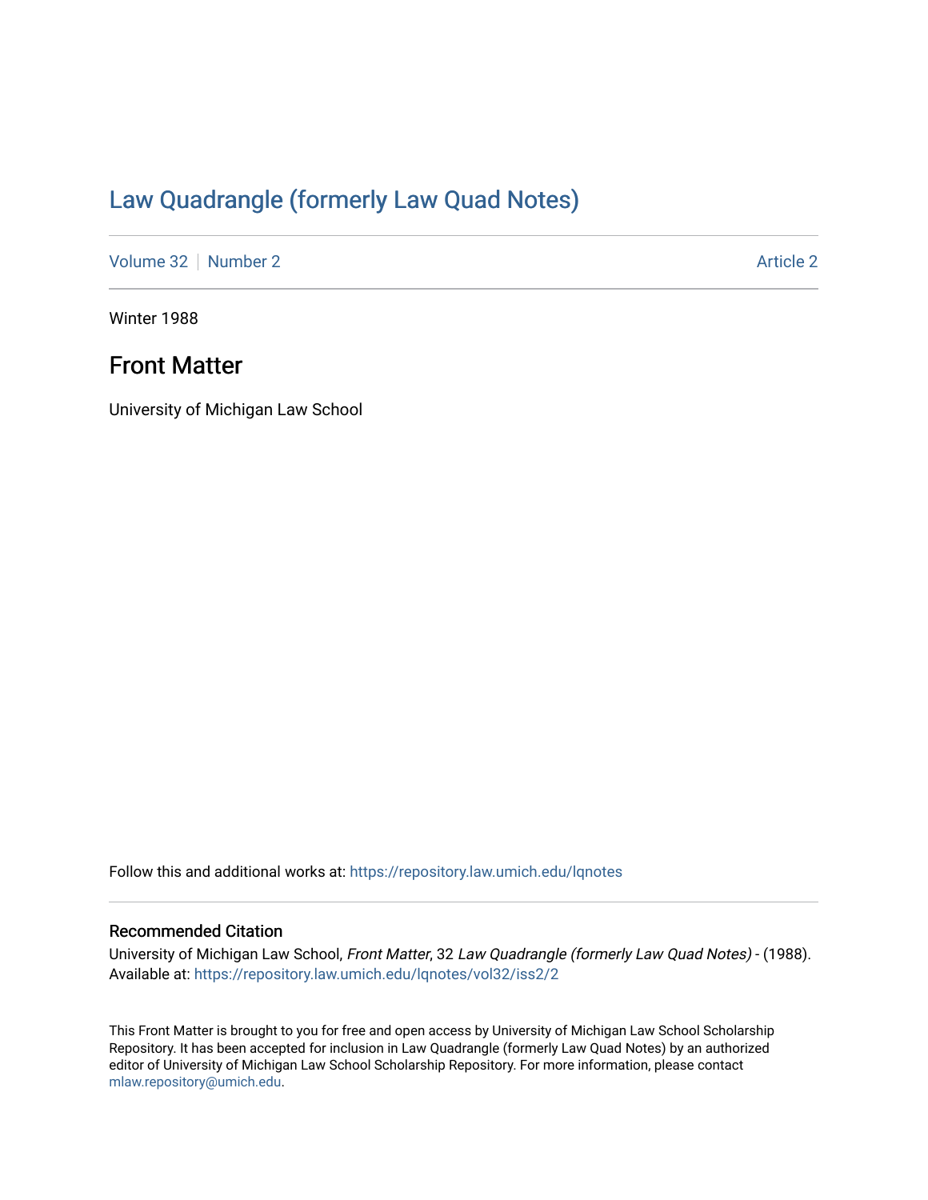# Law Quadrangle (formerly Law Quad Notes)

Volume 32 | Number 2 Article 2

Winter 1988

## Front Matter

University of Michigan Law School

Follow this and additional works at: https://repository.law.umich.edu/lqnotes

### Recommended Citation

University of Michigan Law School, *Front Matter*, 32 *Law Quadrangle (formerly Law Quad Notes)* - (1988). Available at: https://repository.law.umich.edu/lqnotes/vol32/iss2/2

This Front Matter is brought to you for free and open access by University of Michigan Law School Scholarship Repository. It has been accepted for inclusion in Law Quadrangle (formerly Law Quad Notes) by an authorized editor of University of Michigan Law School Scholarship Repository. For more information, please contact mlaw.repository@umich.edu.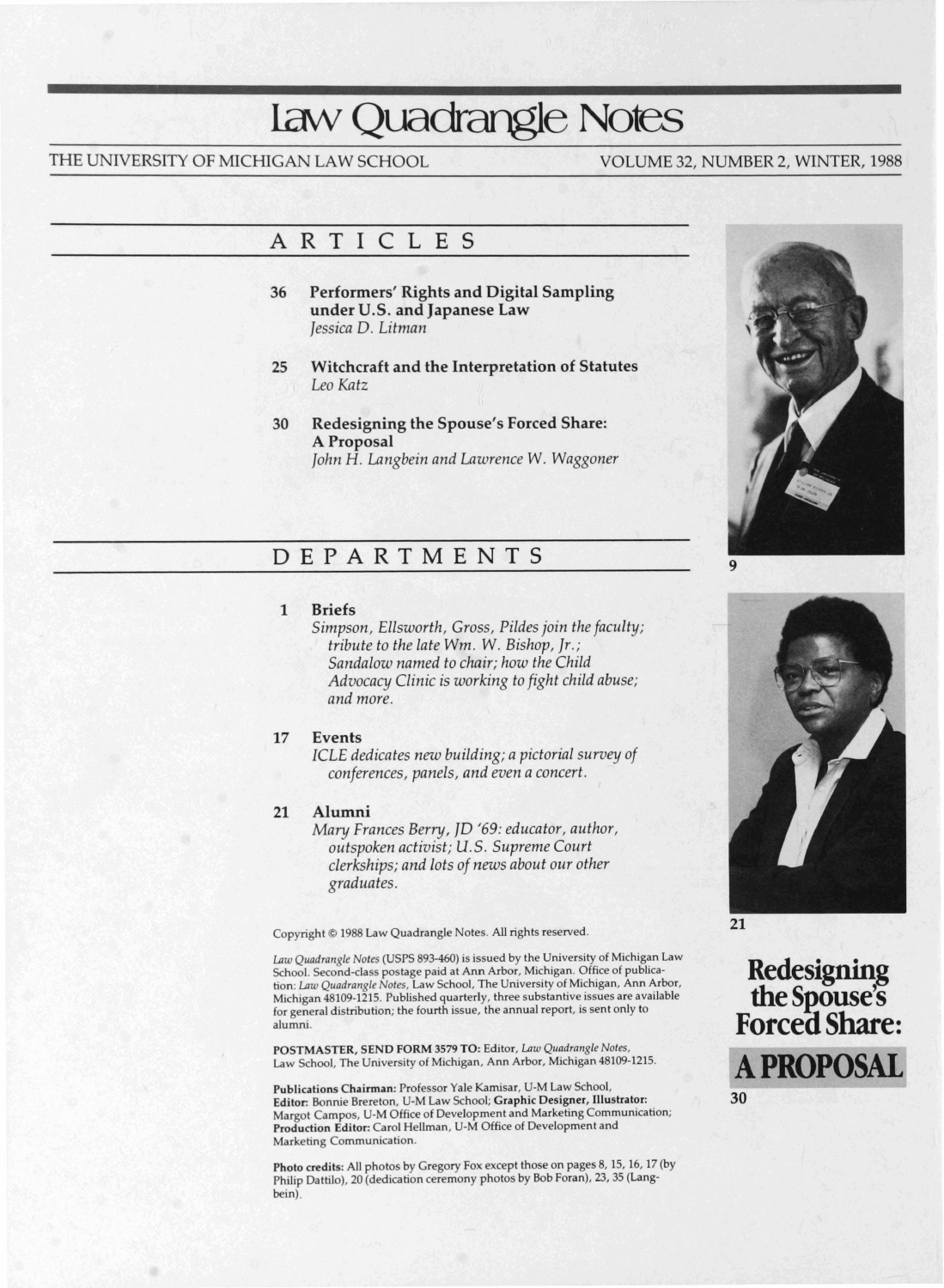# Law Quadrangle Notes

THE UNIVERSITY OF MICHIGAN LAW SCHOOL — VOLUME 32, NUMBER 2, WINTER, 1988

## ARTICLES

36 **Performers' Rights and Digital Sampling under U.S. and Japanese Law**
*Jessica D. Litman*

25 **Witchcraft and the Interpretation of Statutes**
*Leo Katz*

30 **Redesigning the Spouse's Forced Share: A Proposal**
*John H. Langbein and Lawrence W. Waggoner*

## DEPARTMENTS

1 **Briefs**
*Simpson, Ellsworth, Gross, Pildes join the faculty; tribute to the late Wm. W. Bishop, Jr.; Sandalow named to chair; how the Child Advocacy Clinic is working to fight child abuse; and more.*

17 **Events**
*ICLE dedicates new building; a pictorial survey of conferences, panels, and even a concert.*

21 **Alumni**
*Mary Frances Berry, JD '69: educator, author, outspoken activist; U.S. Supreme Court clerkships; and lots of news about our other graduates.*

Copyright © 1988 Law Quadrangle Notes. All rights reserved.

*Law Quadrangle Notes* (USPS 893-460) is issued by the University of Michigan Law School. Second-class postage paid at Ann Arbor, Michigan. Office of publication: *Law Quadrangle Notes,* Law School, The University of Michigan, Ann Arbor, Michigan 48109-1215. Published quarterly, three substantive issues are available for general distribution; the fourth issue, the annual report, is sent only to alumni.

**POSTMASTER, SEND FORM 3579 TO:** Editor, *Law Quadrangle Notes,* Law School, The University of Michigan, Ann Arbor, Michigan 48109-1215.

**Publications Chairman:** Professor Yale Kamisar, U-M Law School, **Editor:** Bonnie Brereton, U-M Law School; **Graphic Designer, Illustrator:** Margot Campos, U-M Office of Development and Marketing Communication; **Production Editor:** Carol Hellman, U-M Office of Development and Marketing Communication.

**Photo credits:** All photos by Gregory Fox except those on pages 8, 15, 16, 17 (by Philip Dattilo), 20 (dedication ceremony photos by Bob Foran), 23, 35 (Langbein).

9

21

**Redesigning the Spouse's Forced Share:**

**A PROPOSAL**

30